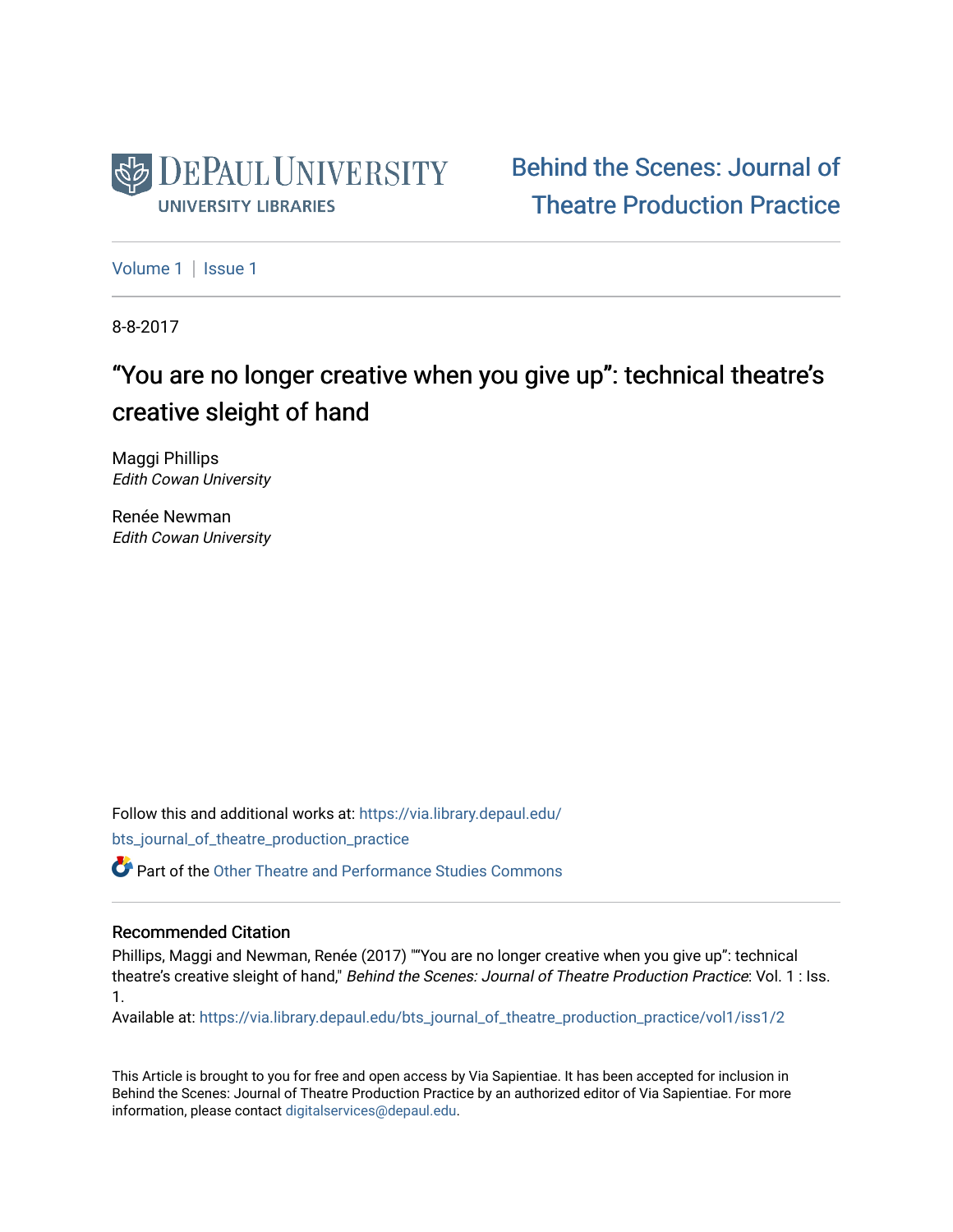DePaul University
UNIVERSITY LIBRARIES

Behind the Scenes: Journal of Theatre Production Practice

Volume 1 | Issue 1

8-8-2017

# “You are no longer creative when you give up”: technical theatre’s creative sleight of hand

Maggi Phillips
*Edith Cowan University*

Renée Newman
*Edith Cowan University*

Follow this and additional works at: https://via.library.depaul.edu/bts_journal_of_theatre_production_practice

Part of the Other Theatre and Performance Studies Commons

## Recommended Citation

Phillips, Maggi and Newman, Renée (2017) "“You are no longer creative when you give up”: technical theatre’s creative sleight of hand," *Behind the Scenes: Journal of Theatre Production Practice*: Vol. 1 : Iss. 1.

Available at: https://via.library.depaul.edu/bts_journal_of_theatre_production_practice/vol1/iss1/2

This Article is brought to you for free and open access by Via Sapientiae. It has been accepted for inclusion in Behind the Scenes: Journal of Theatre Production Practice by an authorized editor of Via Sapientiae. For more information, please contact digitalservices@depaul.edu.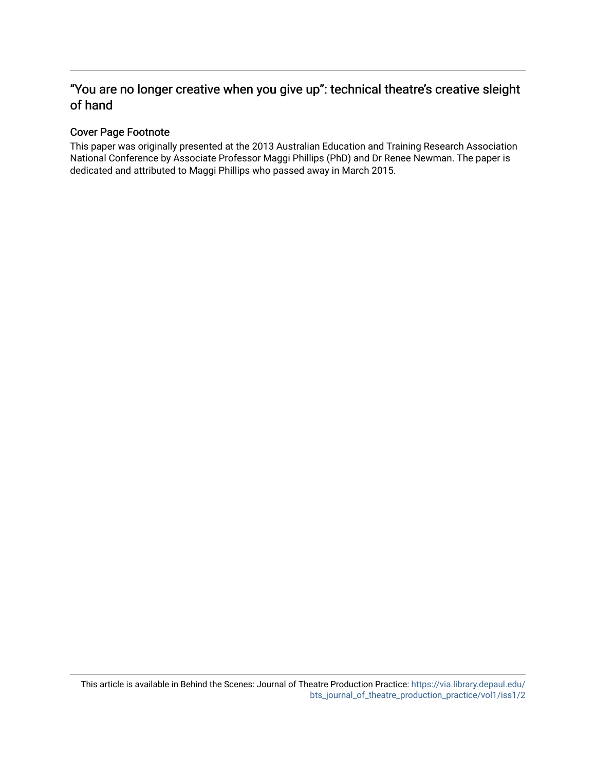## “You are no longer creative when you give up”: technical theatre’s creative sleight of hand

### Cover Page Footnote

This paper was originally presented at the 2013 Australian Education and Training Research Association National Conference by Associate Professor Maggi Phillips (PhD) and Dr Renee Newman. The paper is dedicated and attributed to Maggi Phillips who passed away in March 2015.

This article is available in Behind the Scenes: Journal of Theatre Production Practice: https://via.library.depaul.edu/bts_journal_of_theatre_production_practice/vol1/iss1/2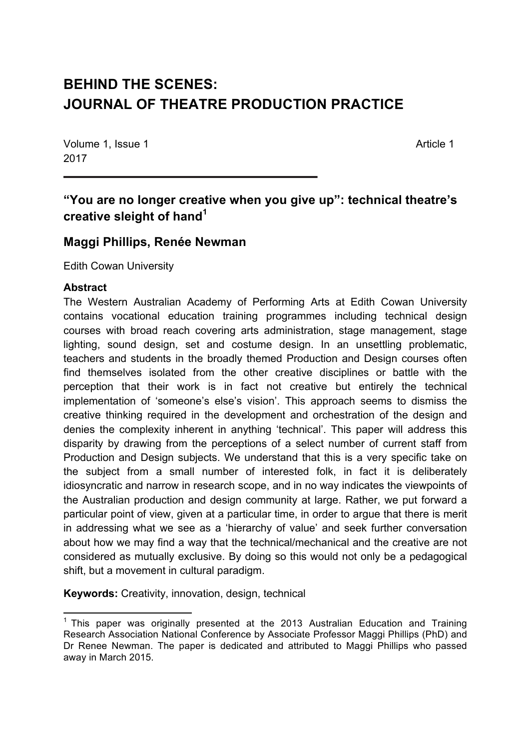# BEHIND THE SCENES: JOURNAL OF THEATRE PRODUCTION PRACTICE

Volume 1, Issue 1 Article 1
2017

## "You are no longer creative when you give up": technical theatre's creative sleight of hand[1]

### Maggi Phillips, Renée Newman

Edith Cowan University

**Abstract**

The Western Australian Academy of Performing Arts at Edith Cowan University contains vocational education training programmes including technical design courses with broad reach covering arts administration, stage management, stage lighting, sound design, set and costume design. In an unsettling problematic, teachers and students in the broadly themed Production and Design courses often find themselves isolated from the other creative disciplines or battle with the perception that their work is in fact not creative but entirely the technical implementation of 'someone's else's vision'. This approach seems to dismiss the creative thinking required in the development and orchestration of the design and denies the complexity inherent in anything 'technical'. This paper will address this disparity by drawing from the perceptions of a select number of current staff from Production and Design subjects. We understand that this is a very specific take on the subject from a small number of interested folk, in fact it is deliberately idiosyncratic and narrow in research scope, and in no way indicates the viewpoints of the Australian production and design community at large. Rather, we put forward a particular point of view, given at a particular time, in order to argue that there is merit in addressing what we see as a 'hierarchy of value' and seek further conversation about how we may find a way that the technical/mechanical and the creative are not considered as mutually exclusive. By doing so this would not only be a pedagogical shift, but a movement in cultural paradigm.

**Keywords:** Creativity, innovation, design, technical

[1] This paper was originally presented at the 2013 Australian Education and Training Research Association National Conference by Associate Professor Maggi Phillips (PhD) and Dr Renee Newman. The paper is dedicated and attributed to Maggi Phillips who passed away in March 2015.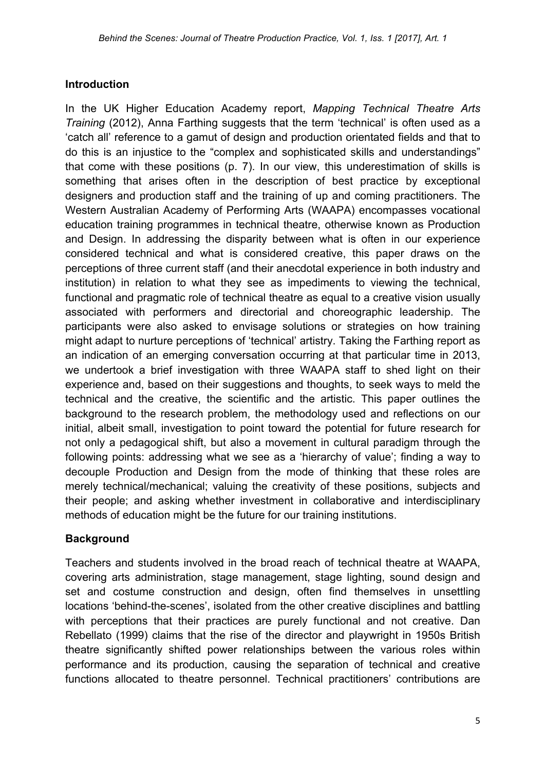## Introduction

In the UK Higher Education Academy report, *Mapping Technical Theatre Arts Training* (2012), Anna Farthing suggests that the term 'technical' is often used as a 'catch all' reference to a gamut of design and production orientated fields and that to do this is an injustice to the "complex and sophisticated skills and understandings" that come with these positions (p. 7). In our view, this underestimation of skills is something that arises often in the description of best practice by exceptional designers and production staff and the training of up and coming practitioners. The Western Australian Academy of Performing Arts (WAAPA) encompasses vocational education training programmes in technical theatre, otherwise known as Production and Design. In addressing the disparity between what is often in our experience considered technical and what is considered creative, this paper draws on the perceptions of three current staff (and their anecdotal experience in both industry and institution) in relation to what they see as impediments to viewing the technical, functional and pragmatic role of technical theatre as equal to a creative vision usually associated with performers and directorial and choreographic leadership. The participants were also asked to envisage solutions or strategies on how training might adapt to nurture perceptions of 'technical' artistry. Taking the Farthing report as an indication of an emerging conversation occurring at that particular time in 2013, we undertook a brief investigation with three WAAPA staff to shed light on their experience and, based on their suggestions and thoughts, to seek ways to meld the technical and the creative, the scientific and the artistic. This paper outlines the background to the research problem, the methodology used and reflections on our initial, albeit small, investigation to point toward the potential for future research for not only a pedagogical shift, but also a movement in cultural paradigm through the following points: addressing what we see as a 'hierarchy of value'; finding a way to decouple Production and Design from the mode of thinking that these roles are merely technical/mechanical; valuing the creativity of these positions, subjects and their people; and asking whether investment in collaborative and interdisciplinary methods of education might be the future for our training institutions.

## Background

Teachers and students involved in the broad reach of technical theatre at WAAPA, covering arts administration, stage management, stage lighting, sound design and set and costume construction and design, often find themselves in unsettling locations 'behind-the-scenes', isolated from the other creative disciplines and battling with perceptions that their practices are purely functional and not creative. Dan Rebellato (1999) claims that the rise of the director and playwright in 1950s British theatre significantly shifted power relationships between the various roles within performance and its production, causing the separation of technical and creative functions allocated to theatre personnel. Technical practitioners' contributions are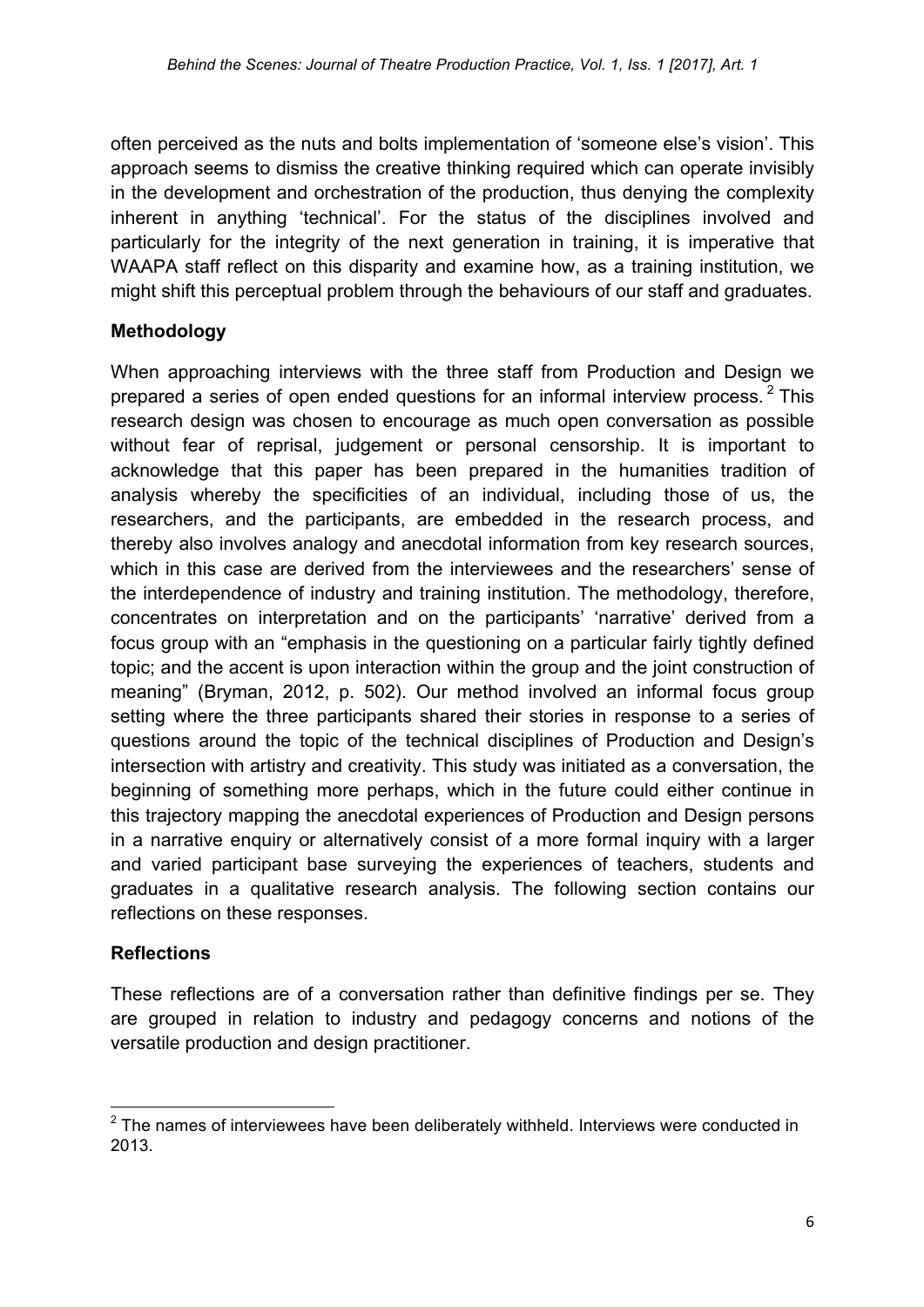often perceived as the nuts and bolts implementation of 'someone else's vision'. This approach seems to dismiss the creative thinking required which can operate invisibly in the development and orchestration of the production, thus denying the complexity inherent in anything 'technical'. For the status of the disciplines involved and particularly for the integrity of the next generation in training, it is imperative that WAAPA staff reflect on this disparity and examine how, as a training institution, we might shift this perceptual problem through the behaviours of our staff and graduates.

## Methodology

When approaching interviews with the three staff from Production and Design we prepared a series of open ended questions for an informal interview process.[2] This research design was chosen to encourage as much open conversation as possible without fear of reprisal, judgement or personal censorship. It is important to acknowledge that this paper has been prepared in the humanities tradition of analysis whereby the specificities of an individual, including those of us, the researchers, and the participants, are embedded in the research process, and thereby also involves analogy and anecdotal information from key research sources, which in this case are derived from the interviewees and the researchers' sense of the interdependence of industry and training institution. The methodology, therefore, concentrates on interpretation and on the participants' 'narrative' derived from a focus group with an "emphasis in the questioning on a particular fairly tightly defined topic; and the accent is upon interaction within the group and the joint construction of meaning" (Bryman, 2012, p. 502). Our method involved an informal focus group setting where the three participants shared their stories in response to a series of questions around the topic of the technical disciplines of Production and Design's intersection with artistry and creativity. This study was initiated as a conversation, the beginning of something more perhaps, which in the future could either continue in this trajectory mapping the anecdotal experiences of Production and Design persons in a narrative enquiry or alternatively consist of a more formal inquiry with a larger and varied participant base surveying the experiences of teachers, students and graduates in a qualitative research analysis. The following section contains our reflections on these responses.

## Reflections

These reflections are of a conversation rather than definitive findings per se. They are grouped in relation to industry and pedagogy concerns and notions of the versatile production and design practitioner.

---

[2] The names of interviewees have been deliberately withheld. Interviews were conducted in 2013.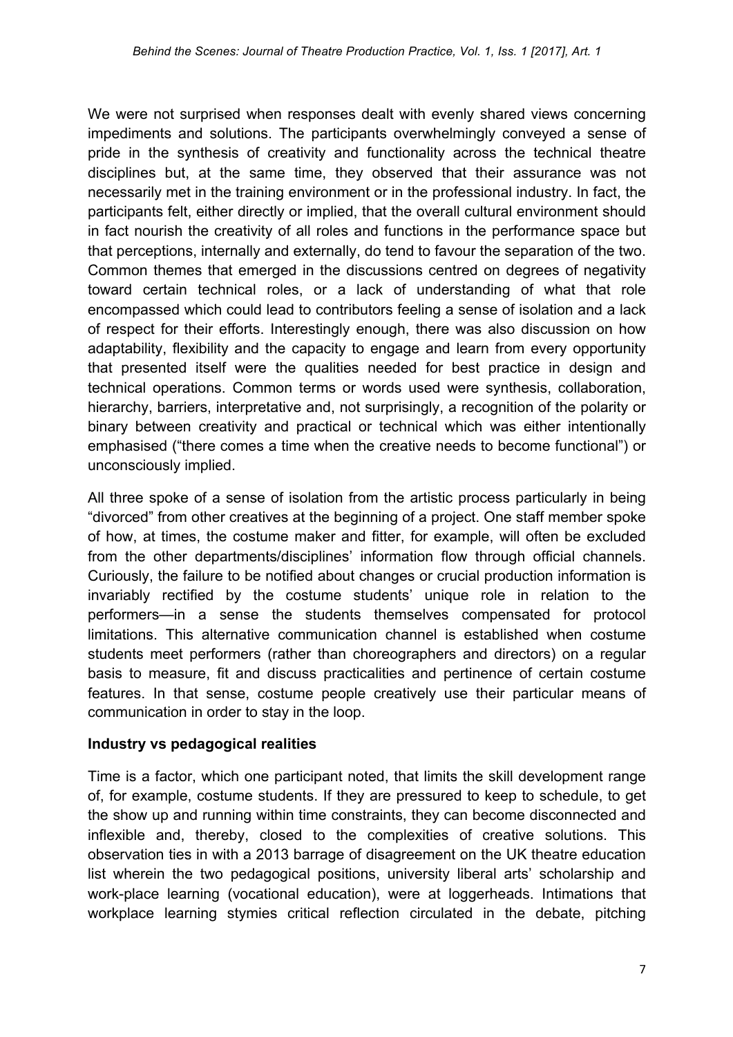We were not surprised when responses dealt with evenly shared views concerning impediments and solutions. The participants overwhelmingly conveyed a sense of pride in the synthesis of creativity and functionality across the technical theatre disciplines but, at the same time, they observed that their assurance was not necessarily met in the training environment or in the professional industry. In fact, the participants felt, either directly or implied, that the overall cultural environment should in fact nourish the creativity of all roles and functions in the performance space but that perceptions, internally and externally, do tend to favour the separation of the two. Common themes that emerged in the discussions centred on degrees of negativity toward certain technical roles, or a lack of understanding of what that role encompassed which could lead to contributors feeling a sense of isolation and a lack of respect for their efforts. Interestingly enough, there was also discussion on how adaptability, flexibility and the capacity to engage and learn from every opportunity that presented itself were the qualities needed for best practice in design and technical operations. Common terms or words used were synthesis, collaboration, hierarchy, barriers, interpretative and, not surprisingly, a recognition of the polarity or binary between creativity and practical or technical which was either intentionally emphasised ("there comes a time when the creative needs to become functional") or unconsciously implied.

All three spoke of a sense of isolation from the artistic process particularly in being "divorced" from other creatives at the beginning of a project. One staff member spoke of how, at times, the costume maker and fitter, for example, will often be excluded from the other departments/disciplines' information flow through official channels. Curiously, the failure to be notified about changes or crucial production information is invariably rectified by the costume students' unique role in relation to the performers—in a sense the students themselves compensated for protocol limitations. This alternative communication channel is established when costume students meet performers (rather than choreographers and directors) on a regular basis to measure, fit and discuss practicalities and pertinence of certain costume features. In that sense, costume people creatively use their particular means of communication in order to stay in the loop.

**Industry vs pedagogical realities**

Time is a factor, which one participant noted, that limits the skill development range of, for example, costume students. If they are pressured to keep to schedule, to get the show up and running within time constraints, they can become disconnected and inflexible and, thereby, closed to the complexities of creative solutions. This observation ties in with a 2013 barrage of disagreement on the UK theatre education list wherein the two pedagogical positions, university liberal arts' scholarship and work-place learning (vocational education), were at loggerheads. Intimations that workplace learning stymies critical reflection circulated in the debate, pitching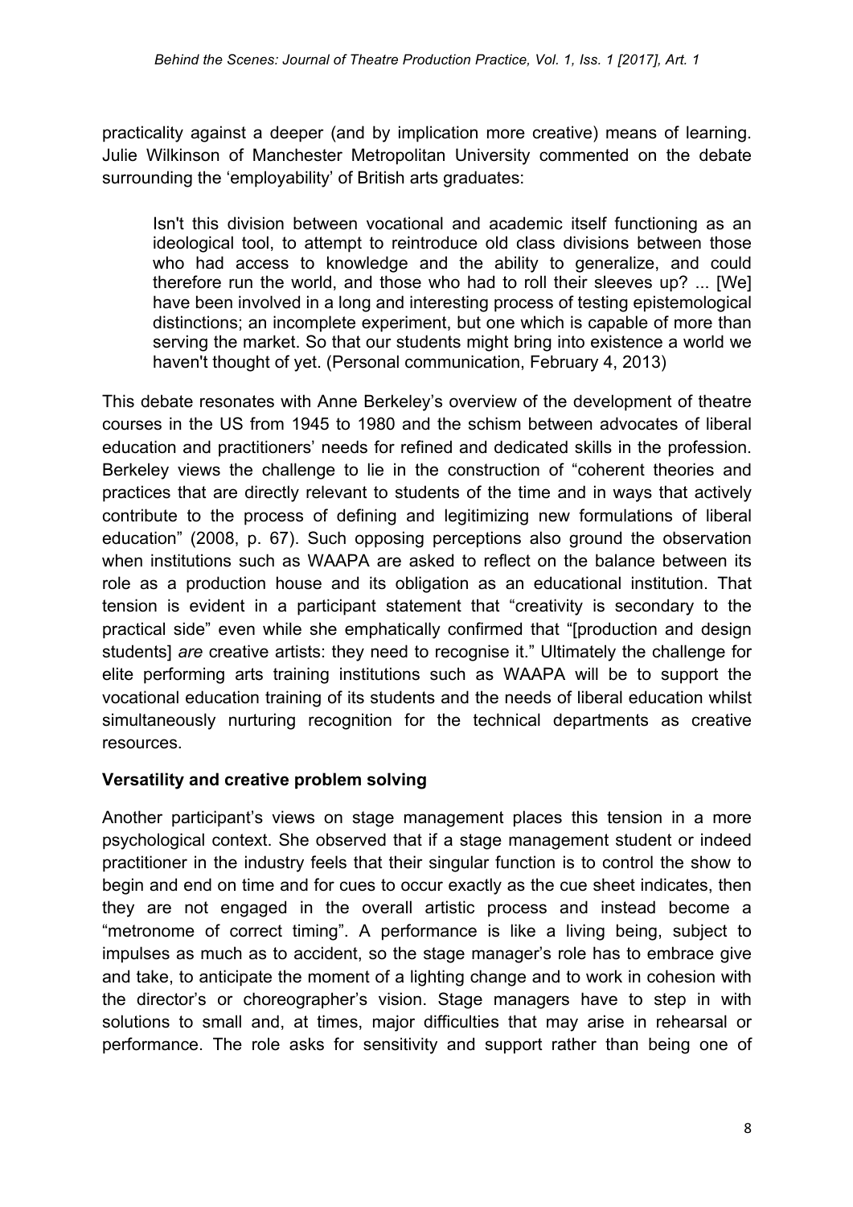practicality against a deeper (and by implication more creative) means of learning. Julie Wilkinson of Manchester Metropolitan University commented on the debate surrounding the 'employability' of British arts graduates:

> Isn't this division between vocational and academic itself functioning as an ideological tool, to attempt to reintroduce old class divisions between those who had access to knowledge and the ability to generalize, and could therefore run the world, and those who had to roll their sleeves up? ... [We] have been involved in a long and interesting process of testing epistemological distinctions; an incomplete experiment, but one which is capable of more than serving the market. So that our students might bring into existence a world we haven't thought of yet. (Personal communication, February 4, 2013)

This debate resonates with Anne Berkeley's overview of the development of theatre courses in the US from 1945 to 1980 and the schism between advocates of liberal education and practitioners' needs for refined and dedicated skills in the profession. Berkeley views the challenge to lie in the construction of "coherent theories and practices that are directly relevant to students of the time and in ways that actively contribute to the process of defining and legitimizing new formulations of liberal education" (2008, p. 67). Such opposing perceptions also ground the observation when institutions such as WAAPA are asked to reflect on the balance between its role as a production house and its obligation as an educational institution. That tension is evident in a participant statement that "creativity is secondary to the practical side" even while she emphatically confirmed that "[production and design students] *are* creative artists: they need to recognise it." Ultimately the challenge for elite performing arts training institutions such as WAAPA will be to support the vocational education training of its students and the needs of liberal education whilst simultaneously nurturing recognition for the technical departments as creative resources.

**Versatility and creative problem solving**

Another participant's views on stage management places this tension in a more psychological context. She observed that if a stage management student or indeed practitioner in the industry feels that their singular function is to control the show to begin and end on time and for cues to occur exactly as the cue sheet indicates, then they are not engaged in the overall artistic process and instead become a "metronome of correct timing". A performance is like a living being, subject to impulses as much as to accident, so the stage manager's role has to embrace give and take, to anticipate the moment of a lighting change and to work in cohesion with the director's or choreographer's vision. Stage managers have to step in with solutions to small and, at times, major difficulties that may arise in rehearsal or performance. The role asks for sensitivity and support rather than being one of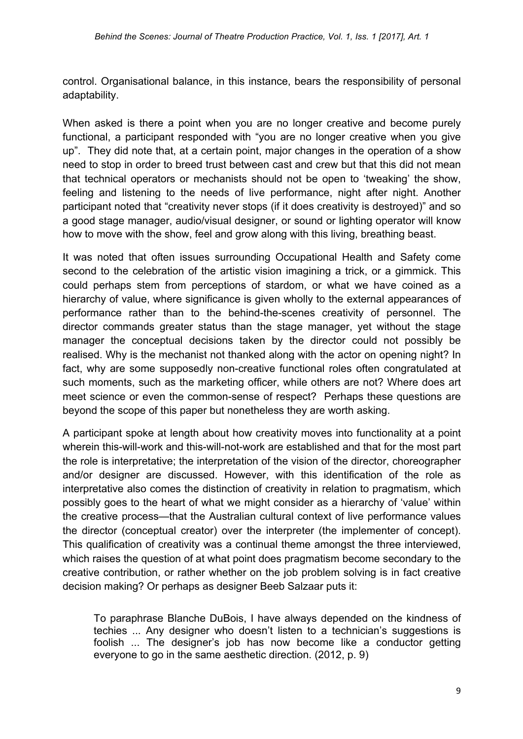control. Organisational balance, in this instance, bears the responsibility of personal adaptability.

When asked is there a point when you are no longer creative and become purely functional, a participant responded with "you are no longer creative when you give up". They did note that, at a certain point, major changes in the operation of a show need to stop in order to breed trust between cast and crew but that this did not mean that technical operators or mechanists should not be open to 'tweaking' the show, feeling and listening to the needs of live performance, night after night. Another participant noted that "creativity never stops (if it does creativity is destroyed)" and so a good stage manager, audio/visual designer, or sound or lighting operator will know how to move with the show, feel and grow along with this living, breathing beast.

It was noted that often issues surrounding Occupational Health and Safety come second to the celebration of the artistic vision imagining a trick, or a gimmick. This could perhaps stem from perceptions of stardom, or what we have coined as a hierarchy of value, where significance is given wholly to the external appearances of performance rather than to the behind-the-scenes creativity of personnel. The director commands greater status than the stage manager, yet without the stage manager the conceptual decisions taken by the director could not possibly be realised. Why is the mechanist not thanked along with the actor on opening night? In fact, why are some supposedly non-creative functional roles often congratulated at such moments, such as the marketing officer, while others are not? Where does art meet science or even the common-sense of respect? Perhaps these questions are beyond the scope of this paper but nonetheless they are worth asking.

A participant spoke at length about how creativity moves into functionality at a point wherein this-will-work and this-will-not-work are established and that for the most part the role is interpretative; the interpretation of the vision of the director, choreographer and/or designer are discussed. However, with this identification of the role as interpretative also comes the distinction of creativity in relation to pragmatism, which possibly goes to the heart of what we might consider as a hierarchy of 'value' within the creative process—that the Australian cultural context of live performance values the director (conceptual creator) over the interpreter (the implementer of concept). This qualification of creativity was a continual theme amongst the three interviewed, which raises the question of at what point does pragmatism become secondary to the creative contribution, or rather whether on the job problem solving is in fact creative decision making? Or perhaps as designer Beeb Salzaar puts it:

> To paraphrase Blanche DuBois, I have always depended on the kindness of techies ... Any designer who doesn't listen to a technician's suggestions is foolish ... The designer's job has now become like a conductor getting everyone to go in the same aesthetic direction. (2012, p. 9)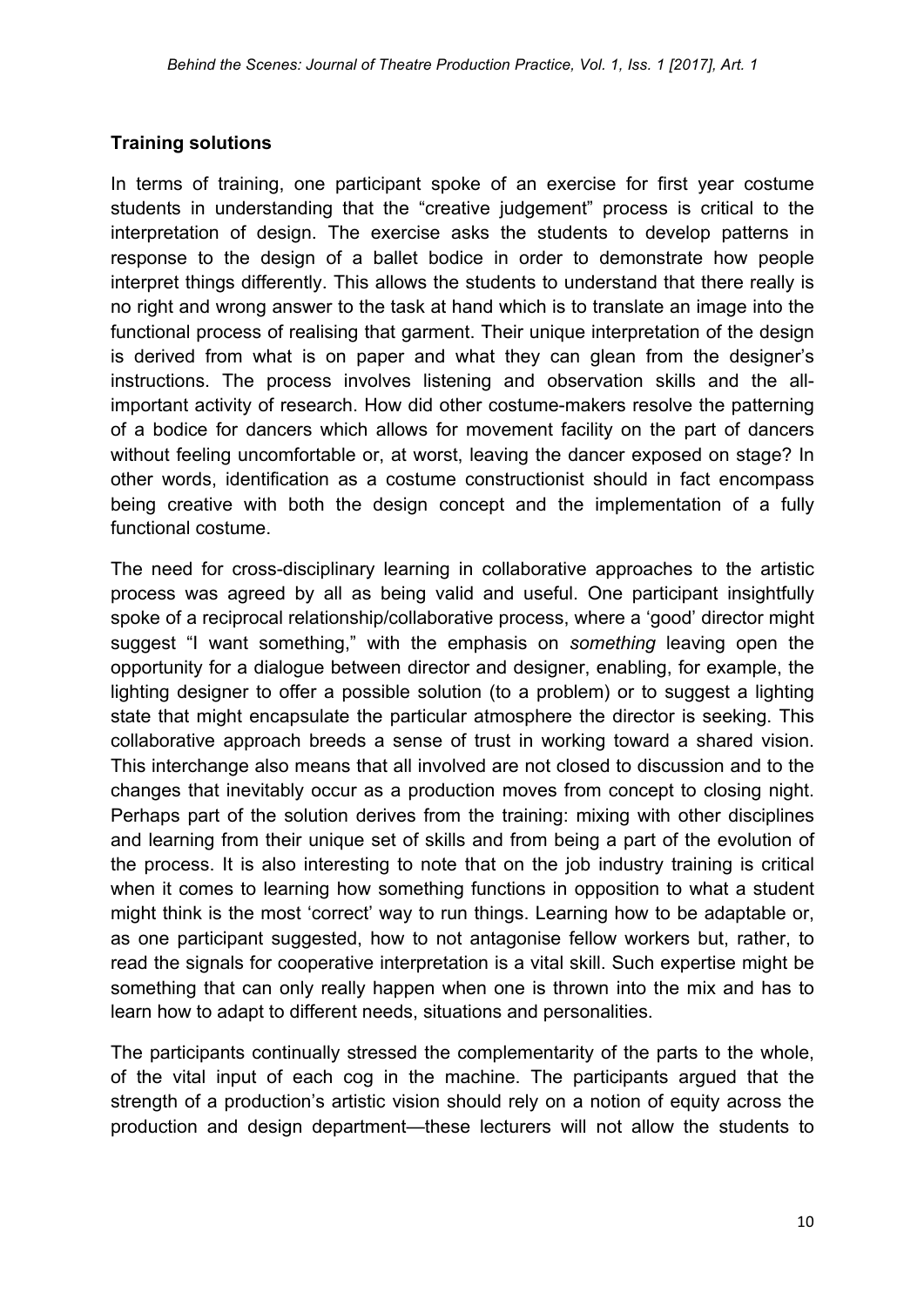**Training solutions**

In terms of training, one participant spoke of an exercise for first year costume students in understanding that the "creative judgement" process is critical to the interpretation of design. The exercise asks the students to develop patterns in response to the design of a ballet bodice in order to demonstrate how people interpret things differently. This allows the students to understand that there really is no right and wrong answer to the task at hand which is to translate an image into the functional process of realising that garment. Their unique interpretation of the design is derived from what is on paper and what they can glean from the designer's instructions. The process involves listening and observation skills and the all-important activity of research. How did other costume-makers resolve the patterning of a bodice for dancers which allows for movement facility on the part of dancers without feeling uncomfortable or, at worst, leaving the dancer exposed on stage? In other words, identification as a costume constructionist should in fact encompass being creative with both the design concept and the implementation of a fully functional costume.

The need for cross-disciplinary learning in collaborative approaches to the artistic process was agreed by all as being valid and useful. One participant insightfully spoke of a reciprocal relationship/collaborative process, where a 'good' director might suggest "I want something," with the emphasis on *something* leaving open the opportunity for a dialogue between director and designer, enabling, for example, the lighting designer to offer a possible solution (to a problem) or to suggest a lighting state that might encapsulate the particular atmosphere the director is seeking. This collaborative approach breeds a sense of trust in working toward a shared vision. This interchange also means that all involved are not closed to discussion and to the changes that inevitably occur as a production moves from concept to closing night. Perhaps part of the solution derives from the training: mixing with other disciplines and learning from their unique set of skills and from being a part of the evolution of the process. It is also interesting to note that on the job industry training is critical when it comes to learning how something functions in opposition to what a student might think is the most 'correct' way to run things. Learning how to be adaptable or, as one participant suggested, how to not antagonise fellow workers but, rather, to read the signals for cooperative interpretation is a vital skill. Such expertise might be something that can only really happen when one is thrown into the mix and has to learn how to adapt to different needs, situations and personalities.

The participants continually stressed the complementarity of the parts to the whole, of the vital input of each cog in the machine. The participants argued that the strength of a production's artistic vision should rely on a notion of equity across the production and design department—these lecturers will not allow the students to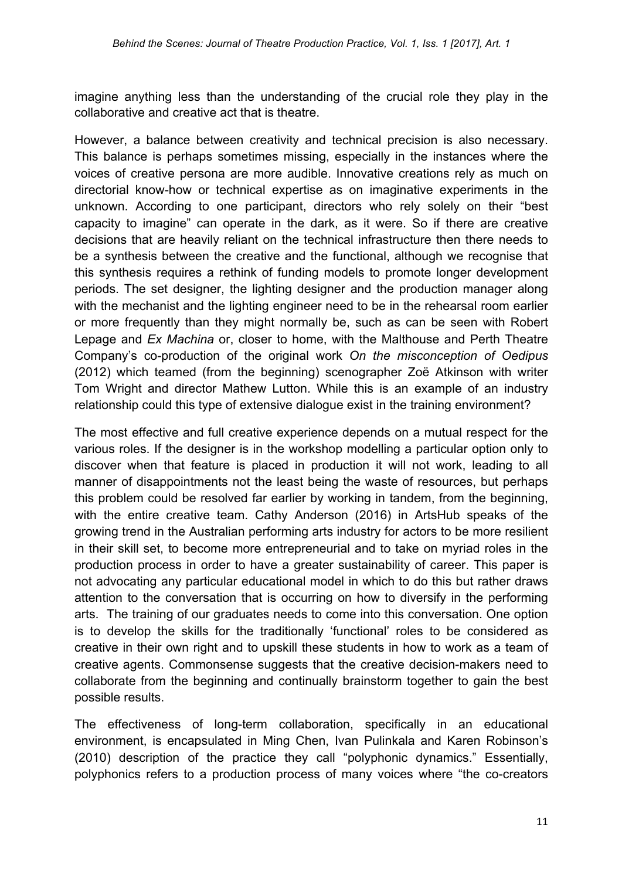imagine anything less than the understanding of the crucial role they play in the collaborative and creative act that is theatre.

However, a balance between creativity and technical precision is also necessary. This balance is perhaps sometimes missing, especially in the instances where the voices of creative persona are more audible. Innovative creations rely as much on directorial know-how or technical expertise as on imaginative experiments in the unknown. According to one participant, directors who rely solely on their "best capacity to imagine" can operate in the dark, as it were. So if there are creative decisions that are heavily reliant on the technical infrastructure then there needs to be a synthesis between the creative and the functional, although we recognise that this synthesis requires a rethink of funding models to promote longer development periods. The set designer, the lighting designer and the production manager along with the mechanist and the lighting engineer need to be in the rehearsal room earlier or more frequently than they might normally be, such as can be seen with Robert Lepage and *Ex Machina* or, closer to home, with the Malthouse and Perth Theatre Company's co-production of the original work *On the misconception of Oedipus* (2012) which teamed (from the beginning) scenographer Zoë Atkinson with writer Tom Wright and director Mathew Lutton. While this is an example of an industry relationship could this type of extensive dialogue exist in the training environment?

The most effective and full creative experience depends on a mutual respect for the various roles. If the designer is in the workshop modelling a particular option only to discover when that feature is placed in production it will not work, leading to all manner of disappointments not the least being the waste of resources, but perhaps this problem could be resolved far earlier by working in tandem, from the beginning, with the entire creative team. Cathy Anderson (2016) in ArtsHub speaks of the growing trend in the Australian performing arts industry for actors to be more resilient in their skill set, to become more entrepreneurial and to take on myriad roles in the production process in order to have a greater sustainability of career. This paper is not advocating any particular educational model in which to do this but rather draws attention to the conversation that is occurring on how to diversify in the performing arts. The training of our graduates needs to come into this conversation. One option is to develop the skills for the traditionally 'functional' roles to be considered as creative in their own right and to upskill these students in how to work as a team of creative agents. Commonsense suggests that the creative decision-makers need to collaborate from the beginning and continually brainstorm together to gain the best possible results.

The effectiveness of long-term collaboration, specifically in an educational environment, is encapsulated in Ming Chen, Ivan Pulinkala and Karen Robinson's (2010) description of the practice they call "polyphonic dynamics." Essentially, polyphonics refers to a production process of many voices where "the co-creators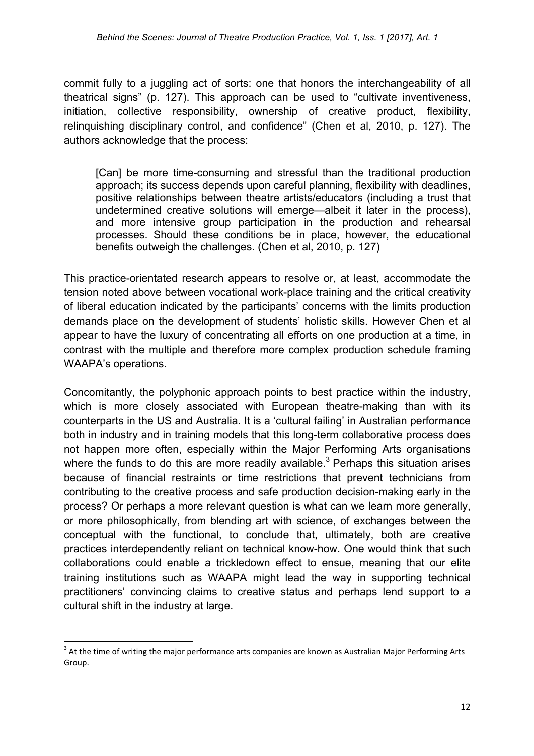commit fully to a juggling act of sorts: one that honors the interchangeability of all theatrical signs" (p. 127). This approach can be used to "cultivate inventiveness, initiation, collective responsibility, ownership of creative product, flexibility, relinquishing disciplinary control, and confidence" (Chen et al, 2010, p. 127). The authors acknowledge that the process:

> [Can] be more time-consuming and stressful than the traditional production approach; its success depends upon careful planning, flexibility with deadlines, positive relationships between theatre artists/educators (including a trust that undetermined creative solutions will emerge—albeit it later in the process), and more intensive group participation in the production and rehearsal processes. Should these conditions be in place, however, the educational benefits outweigh the challenges. (Chen et al, 2010, p. 127)

This practice-orientated research appears to resolve or, at least, accommodate the tension noted above between vocational work-place training and the critical creativity of liberal education indicated by the participants' concerns with the limits production demands place on the development of students' holistic skills. However Chen et al appear to have the luxury of concentrating all efforts on one production at a time, in contrast with the multiple and therefore more complex production schedule framing WAAPA's operations.

Concomitantly, the polyphonic approach points to best practice within the industry, which is more closely associated with European theatre-making than with its counterparts in the US and Australia. It is a 'cultural failing' in Australian performance both in industry and in training models that this long-term collaborative process does not happen more often, especially within the Major Performing Arts organisations where the funds to do this are more readily available.[3] Perhaps this situation arises because of financial restraints or time restrictions that prevent technicians from contributing to the creative process and safe production decision-making early in the process? Or perhaps a more relevant question is what can we learn more generally, or more philosophically, from blending art with science, of exchanges between the conceptual with the functional, to conclude that, ultimately, both are creative practices interdependently reliant on technical know-how. One would think that such collaborations could enable a trickledown effect to ensue, meaning that our elite training institutions such as WAAPA might lead the way in supporting technical practitioners' convincing claims to creative status and perhaps lend support to a cultural shift in the industry at large.

---

[3] At the time of writing the major performance arts companies are known as Australian Major Performing Arts Group.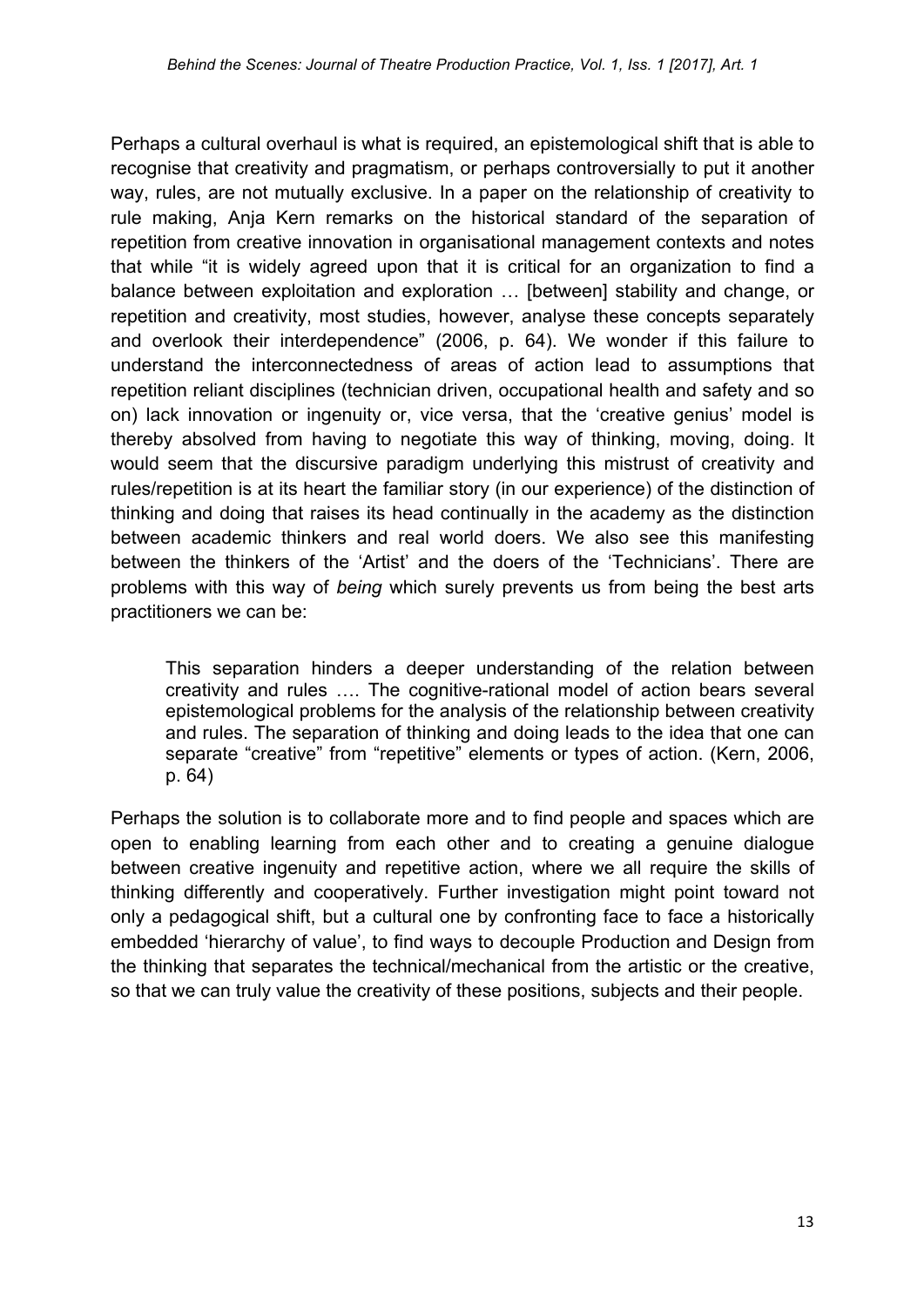Perhaps a cultural overhaul is what is required, an epistemological shift that is able to recognise that creativity and pragmatism, or perhaps controversially to put it another way, rules, are not mutually exclusive. In a paper on the relationship of creativity to rule making, Anja Kern remarks on the historical standard of the separation of repetition from creative innovation in organisational management contexts and notes that while "it is widely agreed upon that it is critical for an organization to find a balance between exploitation and exploration … [between] stability and change, or repetition and creativity, most studies, however, analyse these concepts separately and overlook their interdependence" (2006, p. 64). We wonder if this failure to understand the interconnectedness of areas of action lead to assumptions that repetition reliant disciplines (technician driven, occupational health and safety and so on) lack innovation or ingenuity or, vice versa, that the 'creative genius' model is thereby absolved from having to negotiate this way of thinking, moving, doing. It would seem that the discursive paradigm underlying this mistrust of creativity and rules/repetition is at its heart the familiar story (in our experience) of the distinction of thinking and doing that raises its head continually in the academy as the distinction between academic thinkers and real world doers. We also see this manifesting between the thinkers of the 'Artist' and the doers of the 'Technicians'. There are problems with this way of *being* which surely prevents us from being the best arts practitioners we can be:

> This separation hinders a deeper understanding of the relation between creativity and rules …. The cognitive-rational model of action bears several epistemological problems for the analysis of the relationship between creativity and rules. The separation of thinking and doing leads to the idea that one can separate "creative" from "repetitive" elements or types of action. (Kern, 2006, p. 64)

Perhaps the solution is to collaborate more and to find people and spaces which are open to enabling learning from each other and to creating a genuine dialogue between creative ingenuity and repetitive action, where we all require the skills of thinking differently and cooperatively. Further investigation might point toward not only a pedagogical shift, but a cultural one by confronting face to face a historically embedded 'hierarchy of value', to find ways to decouple Production and Design from the thinking that separates the technical/mechanical from the artistic or the creative, so that we can truly value the creativity of these positions, subjects and their people.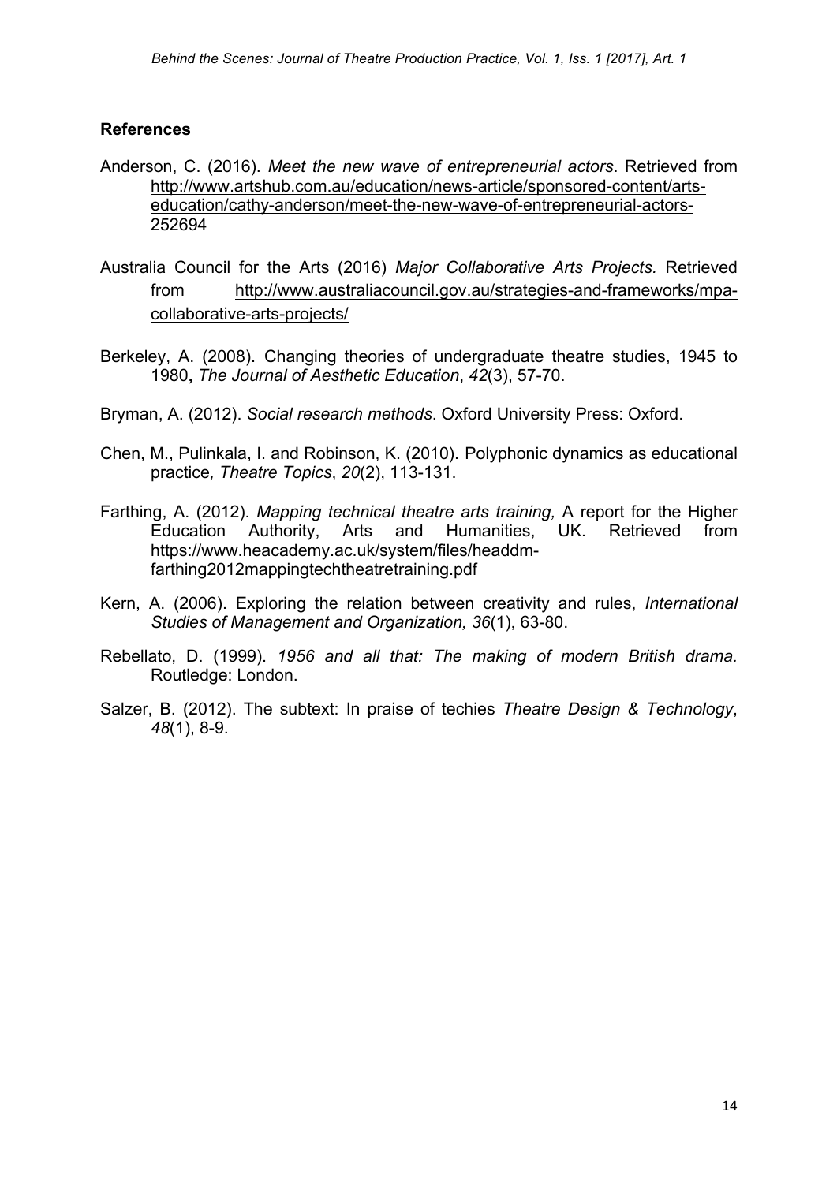## References

Anderson, C. (2016). *Meet the new wave of entrepreneurial actors*. Retrieved from http://www.artshub.com.au/education/news-article/sponsored-content/arts-education/cathy-anderson/meet-the-new-wave-of-entrepreneurial-actors-252694

Australia Council for the Arts (2016) *Major Collaborative Arts Projects.* Retrieved from http://www.australiacouncil.gov.au/strategies-and-frameworks/mpa-collaborative-arts-projects/

Berkeley, A. (2008). Changing theories of undergraduate theatre studies, 1945 to 1980**,** *The Journal of Aesthetic Education*, *42*(3), 57-70.

Bryman, A. (2012). *Social research methods*. Oxford University Press: Oxford.

Chen, M., Pulinkala, I. and Robinson, K. (2010). Polyphonic dynamics as educational practice*, Theatre Topics*, *20*(2), 113-131.

Farthing, A. (2012). *Mapping technical theatre arts training,* A report for the Higher Education Authority, Arts and Humanities, UK. Retrieved from https://www.heacademy.ac.uk/system/files/headdm-farthing2012mappingtechtheatretraining.pdf

Kern, A. (2006). Exploring the relation between creativity and rules, *International Studies of Management and Organization, 36*(1), 63-80.

Rebellato, D. (1999). *1956 and all that: The making of modern British drama.* Routledge: London.

Salzer, B. (2012). The subtext: In praise of techies *Theatre Design & Technology*, *48*(1), 8-9.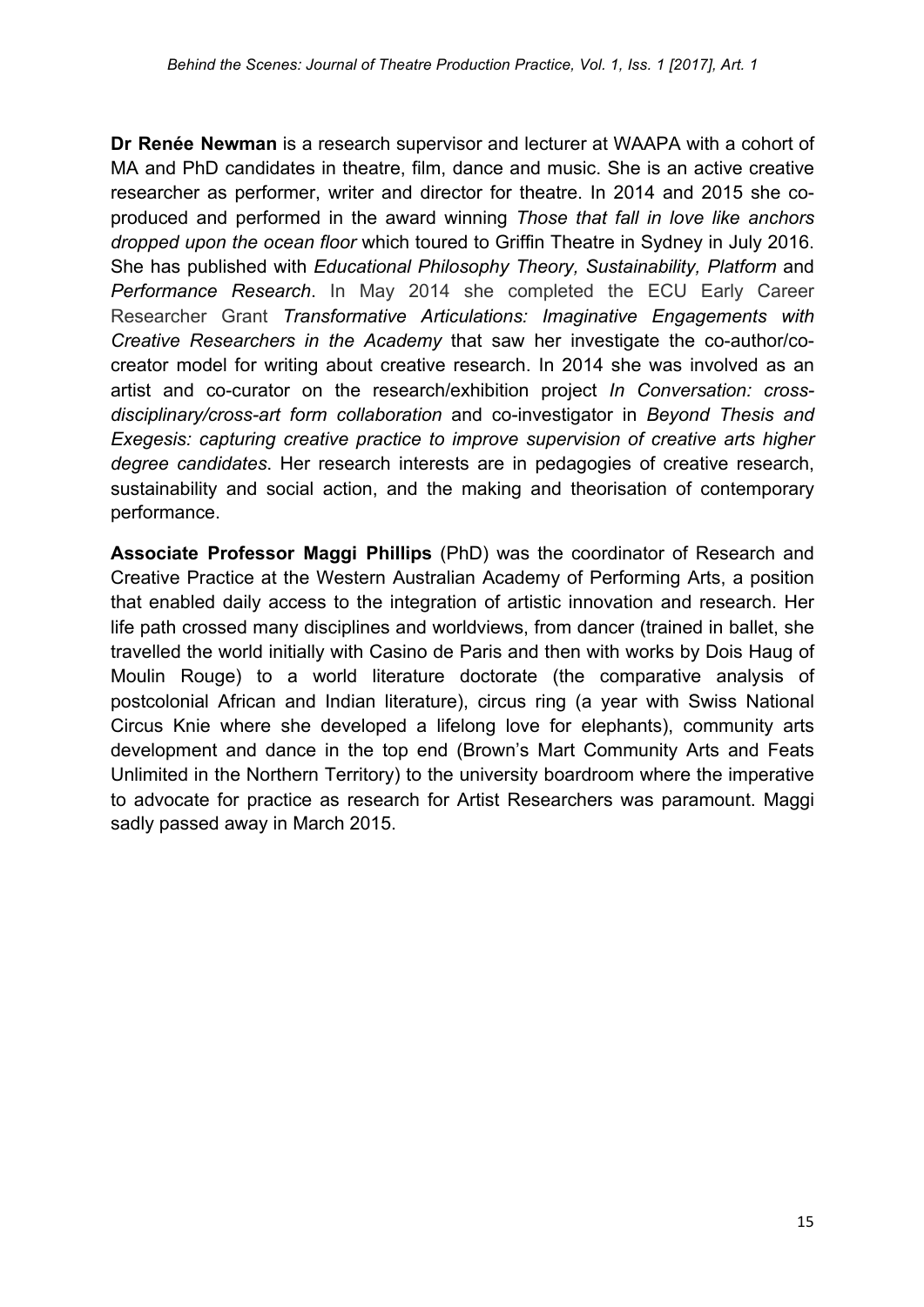**Dr Renée Newman** is a research supervisor and lecturer at WAAPA with a cohort of MA and PhD candidates in theatre, film, dance and music. She is an active creative researcher as performer, writer and director for theatre. In 2014 and 2015 she co-produced and performed in the award winning *Those that fall in love like anchors dropped upon the ocean floor* which toured to Griffin Theatre in Sydney in July 2016. She has published with *Educational Philosophy Theory, Sustainability, Platform* and *Performance Research*. In May 2014 she completed the ECU Early Career Researcher Grant *Transformative Articulations: Imaginative Engagements with Creative Researchers in the Academy* that saw her investigate the co-author/co-creator model for writing about creative research. In 2014 she was involved as an artist and co-curator on the research/exhibition project *In Conversation: cross-disciplinary/cross-art form collaboration* and co-investigator in *Beyond Thesis and Exegesis: capturing creative practice to improve supervision of creative arts higher degree candidates*. Her research interests are in pedagogies of creative research, sustainability and social action, and the making and theorisation of contemporary performance.

**Associate Professor Maggi Phillips** (PhD) was the coordinator of Research and Creative Practice at the Western Australian Academy of Performing Arts, a position that enabled daily access to the integration of artistic innovation and research. Her life path crossed many disciplines and worldviews, from dancer (trained in ballet, she travelled the world initially with Casino de Paris and then with works by Dois Haug of Moulin Rouge) to a world literature doctorate (the comparative analysis of postcolonial African and Indian literature), circus ring (a year with Swiss National Circus Knie where she developed a lifelong love for elephants), community arts development and dance in the top end (Brown's Mart Community Arts and Feats Unlimited in the Northern Territory) to the university boardroom where the imperative to advocate for practice as research for Artist Researchers was paramount. Maggi sadly passed away in March 2015.